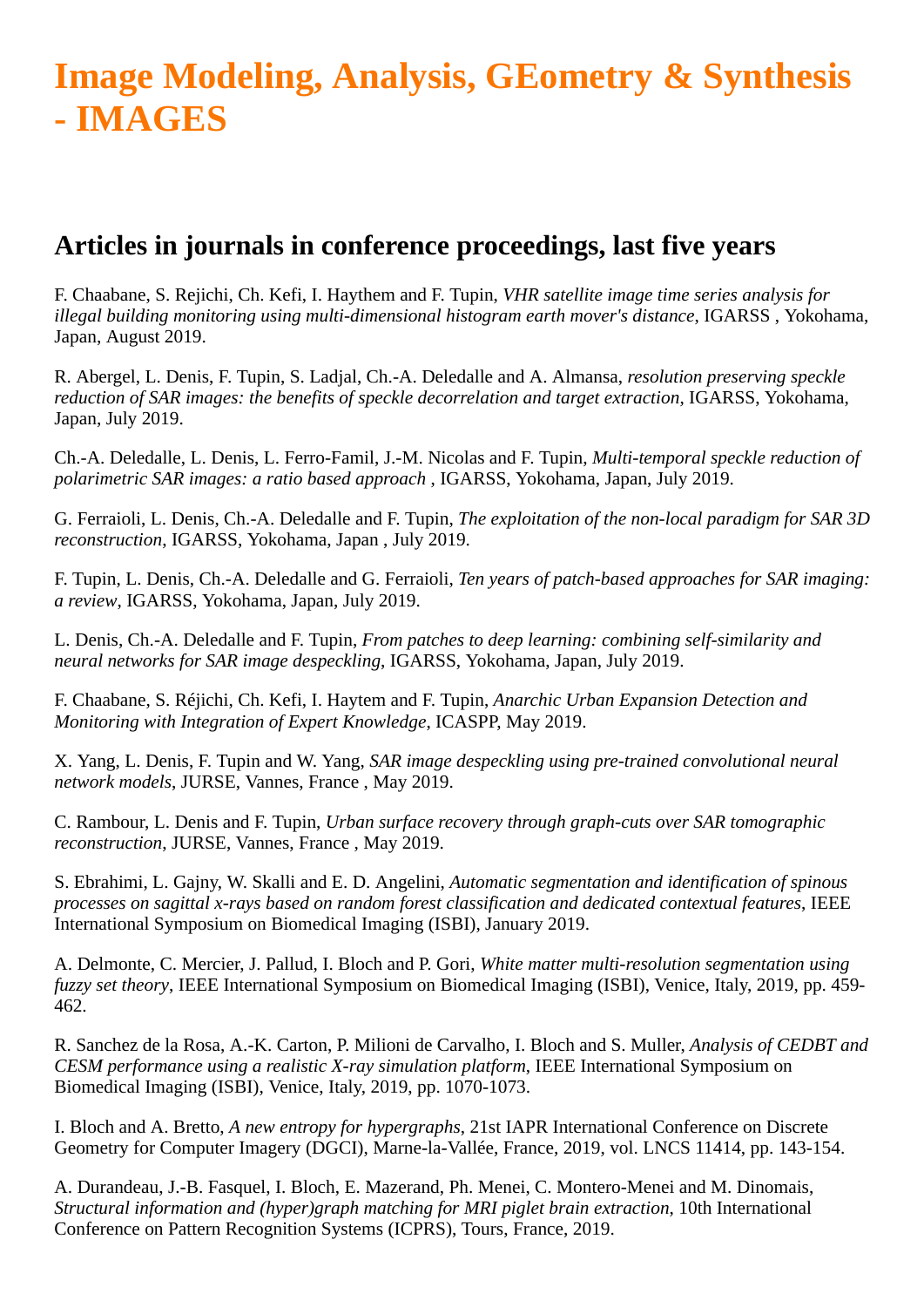# Image Modeling, Analysis, GEometry & Synthesis - IMAGES

## Articles in journals in conference proceedings, last five years

F. Chaabane, S. Rejichi, Ch. Kefi, I. Haythem and F. Tupin, *VHR satellite image time series analysis for illegal building monitoring using multi-dimensional histogram earth mover's distance*, IGARSS , Yokohama, Japan, August 2019.

R. Abergel, L. Denis, F. Tupin, S. Ladjal, Ch.-A. Deledalle and A. Almansa, *resolution preserving speckle reduction of SAR images: the benefits of speckle decorrelation and target extraction*, IGARSS, Yokohama, Japan, July 2019.

Ch.-A. Deledalle, L. Denis, L. Ferro-Famil, J.-M. Nicolas and F. Tupin, *Multi-temporal speckle reduction of polarimetric SAR images: a ratio based approach* , IGARSS, Yokohama, Japan, July 2019.

G. Ferraioli, L. Denis, Ch.-A. Deledalle and F. Tupin, *The exploitation of the non-local paradigm for SAR 3D reconstruction*, IGARSS, Yokohama, Japan , July 2019.

F. Tupin, L. Denis, Ch.-A. Deledalle and G. Ferraioli, *Ten years of patch-based approaches for SAR imaging: a review*, IGARSS, Yokohama, Japan, July 2019.

L. Denis, Ch.-A. Deledalle and F. Tupin, *From patches to deep learning: combining self-similarity and neural networks for SAR image despeckling*, IGARSS, Yokohama, Japan, July 2019.

F. Chaabane, S. Réjichi, Ch. Kefi, I. Haytem and F. Tupin, *Anarchic Urban Expansion Detection and Monitoring with Integration of Expert Knowledge*, ICASPP, May 2019.

X. Yang, L. Denis, F. Tupin and W. Yang, *SAR image despeckling using pre-trained convolutional neural network models*, JURSE, Vannes, France , May 2019.

C. Rambour, L. Denis and F. Tupin, *Urban surface recovery through graph-cuts over SAR tomographic reconstruction*, JURSE, Vannes, France , May 2019.

S. Ebrahimi, L. Gajny, W. Skalli and E. D. Angelini, *Automatic segmentation and identification of spinous processes on sagittal x-rays based on random forest classification and dedicated contextual features*, IEEE International Symposium on Biomedical Imaging (ISBI), January 2019.

A. Delmonte, C. Mercier, J. Pallud, I. Bloch and P. Gori, *White matter multi-resolution segmentation using fuzzy set theory*, IEEE International Symposium on Biomedical Imaging (ISBI), Venice, Italy, 2019, pp. 459-462.

R. Sanchez de la Rosa, A.-K. Carton, P. Milioni de Carvalho, I. Bloch and S. Muller, *Analysis of CEDBT and CESM performance using a realistic X-ray simulation platform*, IEEE International Symposium on Biomedical Imaging (ISBI), Venice, Italy, 2019, pp. 1070-1073.

I. Bloch and A. Bretto, *A new entropy for hypergraphs*, 21st IAPR International Conference on Discrete Geometry for Computer Imagery (DGCI), Marne-la-Vallée, France, 2019, vol. LNCS 11414, pp. 143-154.

A. Durandeau, J.-B. Fasquel, I. Bloch, E. Mazerand, Ph. Menei, C. Montero-Menei and M. Dinomais, *Structural information and (hyper)graph matching for MRI piglet brain extraction*, 10th International Conference on Pattern Recognition Systems (ICPRS), Tours, France, 2019.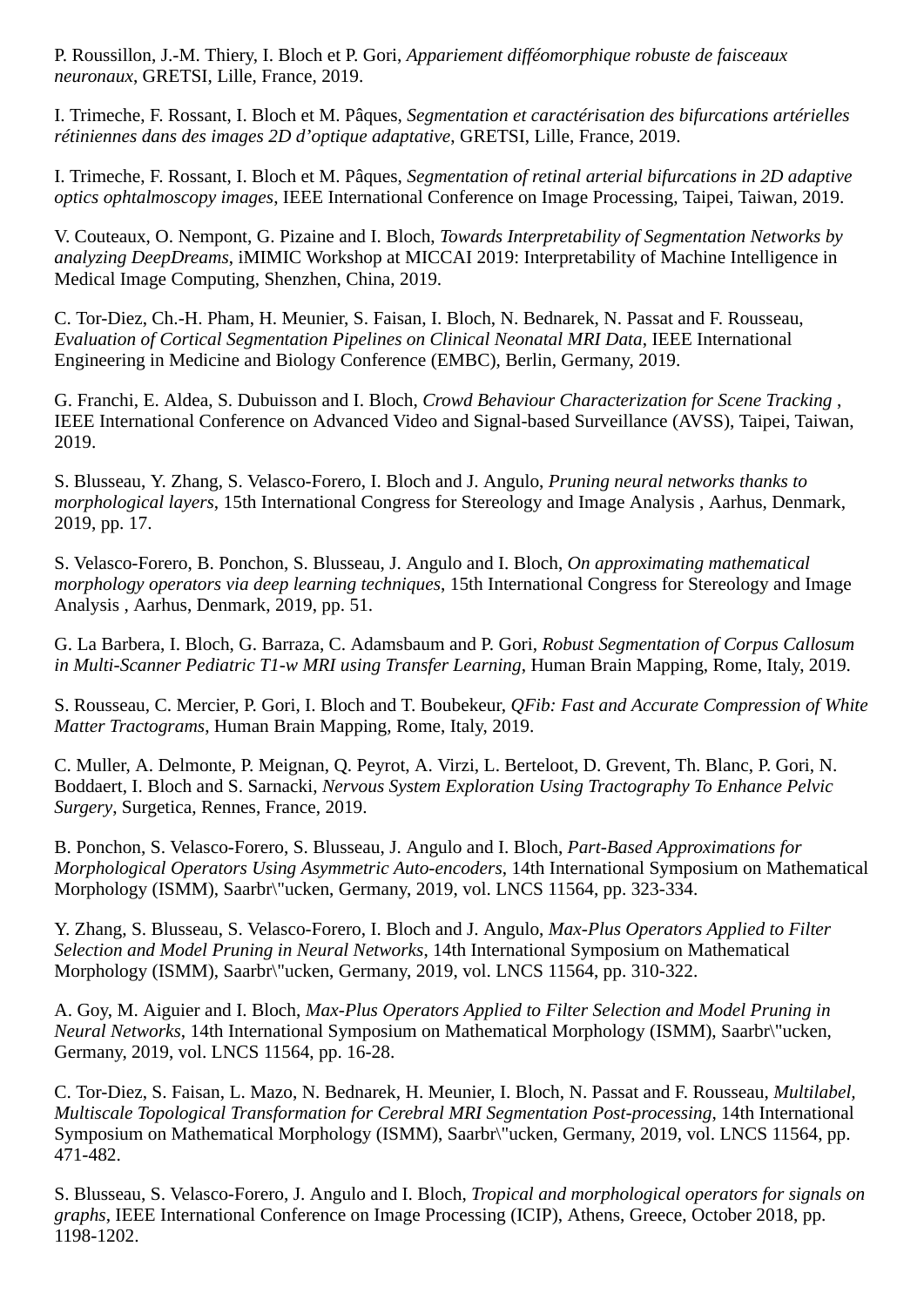P. Roussillon, J.-M. Thiery, I. Bloch et P. Gori, *Appariement difféomorphique robuste de faisceaux neuronaux*, GRETSI, Lille, France, 2019.

I. Trimeche, F. Rossant, I. Bloch et M. Pâques, *Segmentation et caractérisation des bifurcations artérielles rétiniennes dans des images 2D d'optique adaptative*, GRETSI, Lille, France, 2019.

I. Trimeche, F. Rossant, I. Bloch et M. Pâques, *Segmentation of retinal arterial bifurcations in 2D adaptive optics ophtalmoscopy images*, IEEE International Conference on Image Processing, Taipei, Taiwan, 2019.

V. Couteaux, O. Nempont, G. Pizaine and I. Bloch, *Towards Interpretability of Segmentation Networks by analyzing DeepDreams*, iMIMIC Workshop at MICCAI 2019: Interpretability of Machine Intelligence in Medical Image Computing, Shenzhen, China, 2019.

C. Tor-Diez, Ch.-H. Pham, H. Meunier, S. Faisan, I. Bloch, N. Bednarek, N. Passat and F. Rousseau, *Evaluation of Cortical Segmentation Pipelines on Clinical Neonatal MRI Data*, IEEE International Engineering in Medicine and Biology Conference (EMBC), Berlin, Germany, 2019.

G. Franchi, E. Aldea, S. Dubuisson and I. Bloch, *Crowd Behaviour Characterization for Scene Tracking* , IEEE International Conference on Advanced Video and Signal-based Surveillance (AVSS), Taipei, Taiwan, 2019.

S. Blusseau, Y. Zhang, S. Velasco-Forero, I. Bloch and J. Angulo, *Pruning neural networks thanks to morphological layers*, 15th International Congress for Stereology and Image Analysis , Aarhus, Denmark, 2019, pp. 17.

S. Velasco-Forero, B. Ponchon, S. Blusseau, J. Angulo and I. Bloch, *On approximating mathematical morphology operators via deep learning techniques*, 15th International Congress for Stereology and Image Analysis , Aarhus, Denmark, 2019, pp. 51.

G. La Barbera, I. Bloch, G. Barraza, C. Adamsbaum and P. Gori, *Robust Segmentation of Corpus Callosum in Multi-Scanner Pediatric T1-w MRI using Transfer Learning*, Human Brain Mapping, Rome, Italy, 2019.

S. Rousseau, C. Mercier, P. Gori, I. Bloch and T. Boubekeur, *QFib: Fast and Accurate Compression of White Matter Tractograms*, Human Brain Mapping, Rome, Italy, 2019.

C. Muller, A. Delmonte, P. Meignan, Q. Peyrot, A. Virzi, L. Berteloot, D. Grevent, Th. Blanc, P. Gori, N. Boddaert, I. Bloch and S. Sarnacki, *Nervous System Exploration Using Tractography To Enhance Pelvic Surgery*, Surgetica, Rennes, France, 2019.

B. Ponchon, S. Velasco-Forero, S. Blusseau, J. Angulo and I. Bloch, *Part-Based Approximations for Morphological Operators Using Asymmetric Auto-encoders*, 14th International Symposium on Mathematical Morphology (ISMM), Saarbr\"ucken, Germany, 2019, vol. LNCS 11564, pp. 323-334.

Y. Zhang, S. Blusseau, S. Velasco-Forero, I. Bloch and J. Angulo, *Max-Plus Operators Applied to Filter Selection and Model Pruning in Neural Networks*, 14th International Symposium on Mathematical Morphology (ISMM), Saarbr\"ucken, Germany, 2019, vol. LNCS 11564, pp. 310-322.

A. Goy, M. Aiguier and I. Bloch, *Max-Plus Operators Applied to Filter Selection and Model Pruning in Neural Networks*, 14th International Symposium on Mathematical Morphology (ISMM), Saarbr\"ucken, Germany, 2019, vol. LNCS 11564, pp. 16-28.

C. Tor-Diez, S. Faisan, L. Mazo, N. Bednarek, H. Meunier, I. Bloch, N. Passat and F. Rousseau, *Multilabel, Multiscale Topological Transformation for Cerebral MRI Segmentation Post-processing*, 14th International Symposium on Mathematical Morphology (ISMM), Saarbr\"ucken, Germany, 2019, vol. LNCS 11564, pp. 471-482.

S. Blusseau, S. Velasco-Forero, J. Angulo and I. Bloch, *Tropical and morphological operators for signals on graphs*, IEEE International Conference on Image Processing (ICIP), Athens, Greece, October 2018, pp. 1198-1202.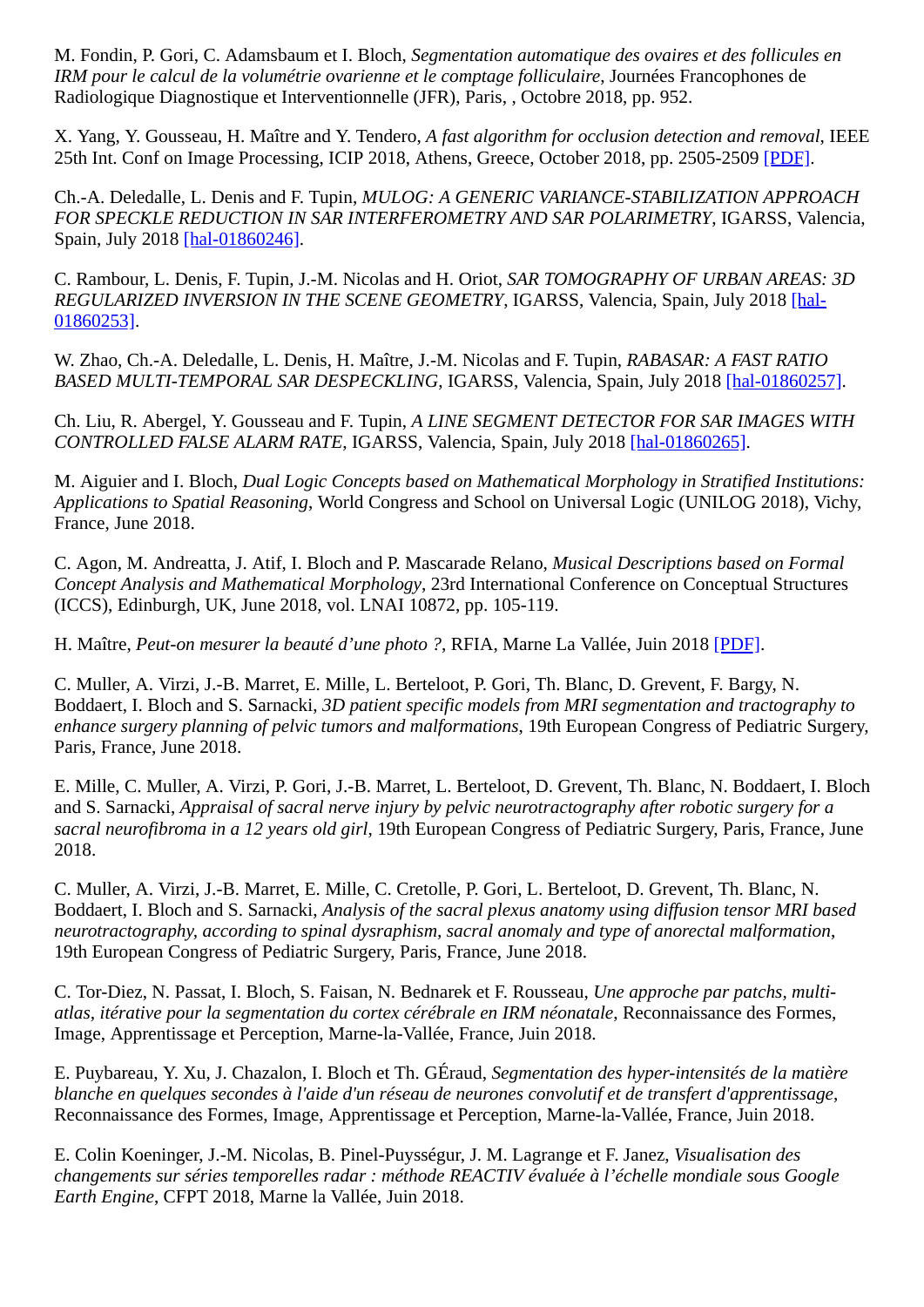M. Fondin, P. Gori, C. Adamsbaum et I. Bloch, *Segmentation automatique des ovaires et des follicules en IRM pour le calcul de la volumétrie ovarienne et le comptage folliculaire*, Journées Francophones de Radiologique Diagnostique et Interventionnelle (JFR), Paris, , Octobre 2018, pp. 952.

X. Yang, Y. Gousseau, H. Maître and Y. Tendero, *A fast algorithm for occlusion detection and removal*, IEEE 25th Int. Conf on Image Processing, ICIP 2018, Athens, Greece, October 2018, pp. 2505-2509 [PDF].

Ch.-A. Deledalle, L. Denis and F. Tupin, *MULOG: A GENERIC VARIANCE-STABILIZATION APPROACH FOR SPECKLE REDUCTION IN SAR INTERFEROMETRY AND SAR POLARIMETRY*, IGARSS, Valencia, Spain, July 2018 [hal-01860246].

C. Rambour, L. Denis, F. Tupin, J.-M. Nicolas and H. Oriot, *SAR TOMOGRAPHY OF URBAN AREAS: 3D REGULARIZED INVERSION IN THE SCENE GEOMETRY*, IGARSS, Valencia, Spain, July 2018 [hal-01860253].

W. Zhao, Ch.-A. Deledalle, L. Denis, H. Maître, J.-M. Nicolas and F. Tupin, *RABASAR: A FAST RATIO BASED MULTI-TEMPORAL SAR DESPECKLING*, IGARSS, Valencia, Spain, July 2018 [hal-01860257].

Ch. Liu, R. Abergel, Y. Gousseau and F. Tupin, *A LINE SEGMENT DETECTOR FOR SAR IMAGES WITH CONTROLLED FALSE ALARM RATE*, IGARSS, Valencia, Spain, July 2018 [hal-01860265].

M. Aiguier and I. Bloch, *Dual Logic Concepts based on Mathematical Morphology in Stratified Institutions: Applications to Spatial Reasoning*, World Congress and School on Universal Logic (UNILOG 2018), Vichy, France, June 2018.

C. Agon, M. Andreatta, J. Atif, I. Bloch and P. Mascarade Relano, *Musical Descriptions based on Formal Concept Analysis and Mathematical Morphology*, 23rd International Conference on Conceptual Structures (ICCS), Edinburgh, UK, June 2018, vol. LNAI 10872, pp. 105-119.

H. Maître, *Peut-on mesurer la beauté d'une photo ?*, RFIA, Marne La Vallée, Juin 2018 [PDF].

C. Muller, A. Virzi, J.-B. Marret, E. Mille, L. Berteloot, P. Gori, Th. Blanc, D. Grevent, F. Bargy, N. Boddaert, I. Bloch and S. Sarnacki, *3D patient specific models from MRI segmentation and tractography to enhance surgery planning of pelvic tumors and malformations*, 19th European Congress of Pediatric Surgery, Paris, France, June 2018.

E. Mille, C. Muller, A. Virzi, P. Gori, J.-B. Marret, L. Berteloot, D. Grevent, Th. Blanc, N. Boddaert, I. Bloch and S. Sarnacki, *Appraisal of sacral nerve injury by pelvic neurotractography after robotic surgery for a sacral neurofibroma in a 12 years old girl*, 19th European Congress of Pediatric Surgery, Paris, France, June 2018.

C. Muller, A. Virzi, J.-B. Marret, E. Mille, C. Cretolle, P. Gori, L. Berteloot, D. Grevent, Th. Blanc, N. Boddaert, I. Bloch and S. Sarnacki, *Analysis of the sacral plexus anatomy using diffusion tensor MRI based neurotractography, according to spinal dysraphism, sacral anomaly and type of anorectal malformation*, 19th European Congress of Pediatric Surgery, Paris, France, June 2018.

C. Tor-Diez, N. Passat, I. Bloch, S. Faisan, N. Bednarek et F. Rousseau, *Une approche par patchs, multi-atlas, itérative pour la segmentation du cortex cérébrale en IRM néonatale*, Reconnaissance des Formes, Image, Apprentissage et Perception, Marne-la-Vallée, France, Juin 2018.

E. Puybareau, Y. Xu, J. Chazalon, I. Bloch et Th. GÉraud, *Segmentation des hyper-intensités de la matière blanche en quelques secondes à l'aide d'un réseau de neurones convolutif et de transfert d'apprentissage*, Reconnaissance des Formes, Image, Apprentissage et Perception, Marne-la-Vallée, France, Juin 2018.

E. Colin Koeninger, J.-M. Nicolas, B. Pinel-Puysségur, J. M. Lagrange et F. Janez, *Visualisation des changements sur séries temporelles radar : méthode REACTIV évaluée à l'échelle mondiale sous Google Earth Engine*, CFPT 2018, Marne la Vallée, Juin 2018.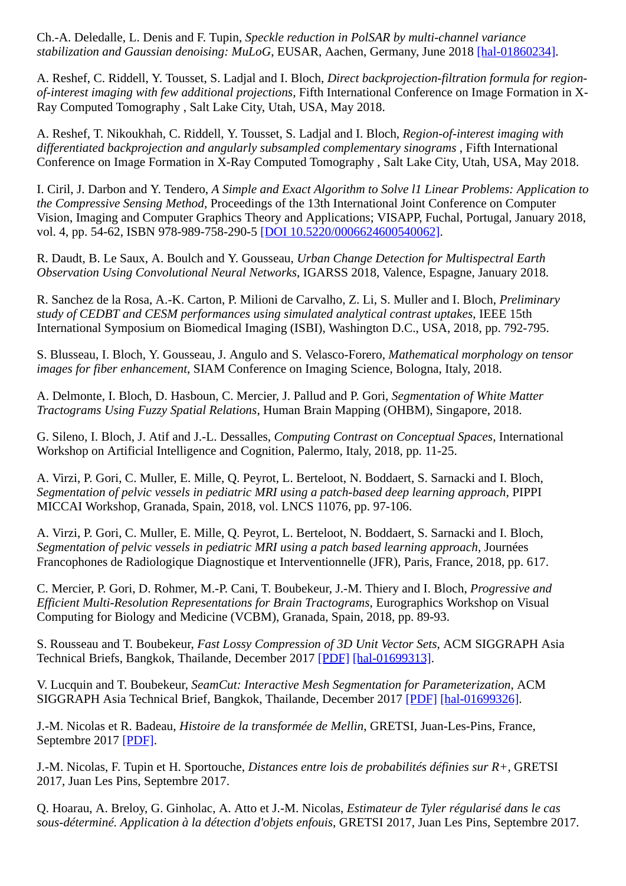Ch.-A. Deledalle, L. Denis and F. Tupin, *Speckle reduction in PolSAR by multi-channel variance stabilization and Gaussian denoising: MuLoG*, EUSAR, Aachen, Germany, June 2018 [hal-01860234].

A. Reshef, C. Riddell, Y. Tousset, S. Ladjal and I. Bloch, *Direct backprojection-filtration formula for region-of-interest imaging with few additional projections*, Fifth International Conference on Image Formation in X-Ray Computed Tomography , Salt Lake City, Utah, USA, May 2018.

A. Reshef, T. Nikoukhah, C. Riddell, Y. Tousset, S. Ladjal and I. Bloch, *Region-of-interest imaging with differentiated backprojection and angularly subsampled complementary sinograms* , Fifth International Conference on Image Formation in X-Ray Computed Tomography , Salt Lake City, Utah, USA, May 2018.

I. Ciril, J. Darbon and Y. Tendero, *A Simple and Exact Algorithm to Solve l1 Linear Problems: Application to the Compressive Sensing Method*, Proceedings of the 13th International Joint Conference on Computer Vision, Imaging and Computer Graphics Theory and Applications; VISAPP, Fuchal, Portugal, January 2018, vol. 4, pp. 54-62, ISBN 978-989-758-290-5 [DOI 10.5220/0006624600540062].

R. Daudt, B. Le Saux, A. Boulch and Y. Gousseau, *Urban Change Detection for Multispectral Earth Observation Using Convolutional Neural Networks*, IGARSS 2018, Valence, Espagne, January 2018.

R. Sanchez de la Rosa, A.-K. Carton, P. Milioni de Carvalho, Z. Li, S. Muller and I. Bloch, *Preliminary study of CEDBT and CESM performances using simulated analytical contrast uptakes*, IEEE 15th International Symposium on Biomedical Imaging (ISBI), Washington D.C., USA, 2018, pp. 792-795.

S. Blusseau, I. Bloch, Y. Gousseau, J. Angulo and S. Velasco-Forero, *Mathematical morphology on tensor images for fiber enhancement*, SIAM Conference on Imaging Science, Bologna, Italy, 2018.

A. Delmonte, I. Bloch, D. Hasboun, C. Mercier, J. Pallud and P. Gori, *Segmentation of White Matter Tractograms Using Fuzzy Spatial Relations*, Human Brain Mapping (OHBM), Singapore, 2018.

G. Sileno, I. Bloch, J. Atif and J.-L. Dessalles, *Computing Contrast on Conceptual Spaces*, International Workshop on Artificial Intelligence and Cognition, Palermo, Italy, 2018, pp. 11-25.

A. Virzi, P. Gori, C. Muller, E. Mille, Q. Peyrot, L. Berteloot, N. Boddaert, S. Sarnacki and I. Bloch, *Segmentation of pelvic vessels in pediatric MRI using a patch-based deep learning approach*, PIPPI MICCAI Workshop, Granada, Spain, 2018, vol. LNCS 11076, pp. 97-106.

A. Virzi, P. Gori, C. Muller, E. Mille, Q. Peyrot, L. Berteloot, N. Boddaert, S. Sarnacki and I. Bloch, *Segmentation of pelvic vessels in pediatric MRI using a patch based learning approach*, Journées Francophones de Radiologique Diagnostique et Interventionnelle (JFR), Paris, France, 2018, pp. 617.

C. Mercier, P. Gori, D. Rohmer, M.-P. Cani, T. Boubekeur, J.-M. Thiery and I. Bloch, *Progressive and Efficient Multi-Resolution Representations for Brain Tractograms*, Eurographics Workshop on Visual Computing for Biology and Medicine (VCBM), Granada, Spain, 2018, pp. 89-93.

S. Rousseau and T. Boubekeur, *Fast Lossy Compression of 3D Unit Vector Sets*, ACM SIGGRAPH Asia Technical Briefs, Bangkok, Thailande, December 2017 [PDF] [hal-01699313].

V. Lucquin and T. Boubekeur, *SeamCut: Interactive Mesh Segmentation for Parameterization*, ACM SIGGRAPH Asia Technical Brief, Bangkok, Thailande, December 2017 [PDF] [hal-01699326].

J.-M. Nicolas et R. Badeau, *Histoire de la transformée de Mellin*, GRETSI, Juan-Les-Pins, France, Septembre 2017 [PDF].

J.-M. Nicolas, F. Tupin et H. Sportouche, *Distances entre lois de probabilités définies sur R+*, GRETSI 2017, Juan Les Pins, Septembre 2017.

Q. Hoarau, A. Breloy, G. Ginholac, A. Atto et J.-M. Nicolas, *Estimateur de Tyler régularisé dans le cas sous-déterminé. Application à la détection d'objets enfouis*, GRETSI 2017, Juan Les Pins, Septembre 2017.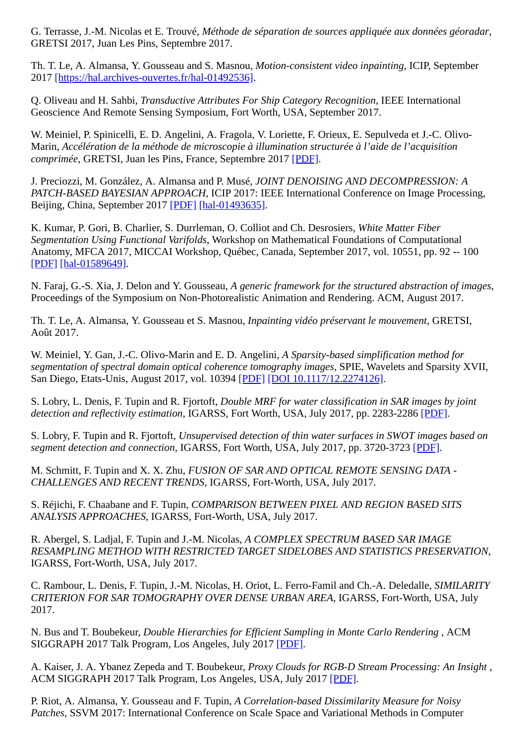G. Terrasse, J.-M. Nicolas et E. Trouvé, *Méthode de séparation de sources appliquée aux données géoradar*, GRETSI 2017, Juan Les Pins, Septembre 2017.

Th. T. Le, A. Almansa, Y. Gousseau and S. Masnou, *Motion-consistent video inpainting*, ICIP, September 2017 [https://hal.archives-ouvertes.fr/hal-01492536].

Q. Oliveau and H. Sahbi, *Transductive Attributes For Ship Category Recognition*, IEEE International Geoscience And Remote Sensing Symposium, Fort Worth, USA, September 2017.

W. Meiniel, P. Spinicelli, E. D. Angelini, A. Fragola, V. Loriette, F. Orieux, E. Sepulveda et J.-C. Olivo-Marin, *Accélération de la méthode de microscopie à illumination structurée à l'aide de l'acquisition comprimée*, GRETSI, Juan les Pins, France, Septembre 2017 [PDF].

J. Preciozzi, M. González, A. Almansa and P. Musé, *JOINT DENOISING AND DECOMPRESSION: A PATCH-BASED BAYESIAN APPROACH*, ICIP 2017: IEEE International Conference on Image Processing, Beijing, China, September 2017 [PDF] [hal-01493635].

K. Kumar, P. Gori, B. Charlier, S. Durrleman, O. Colliot and Ch. Desrosiers, *White Matter Fiber Segmentation Using Functional Varifolds*, Workshop on Mathematical Foundations of Computational Anatomy, MFCA 2017, MICCAI Workshop, Québec, Canada, September 2017, vol. 10551, pp. 92 -- 100 [PDF] [hal-01589649].

N. Faraj, G.-S. Xia, J. Delon and Y. Gousseau, *A generic framework for the structured abstraction of images*, Proceedings of the Symposium on Non-Photorealistic Animation and Rendering. ACM, August 2017.

Th. T. Le, A. Almansa, Y. Gousseau et S. Masnou, *Inpainting vidéo préservant le mouvement*, GRETSI, Août 2017.

W. Meiniel, Y. Gan, J.-C. Olivo-Marin and E. D. Angelini, *A Sparsity-based simplification method for segmentation of spectral domain optical coherence tomography images*, SPIE, Wavelets and Sparsity XVII, San Diego, Etats-Unis, August 2017, vol. 10394 [PDF] [DOI 10.1117/12.2274126].

S. Lobry, L. Denis, F. Tupin and R. Fjortoft, *Double MRF for water classification in SAR images by joint detection and reflectivity estimation*, IGARSS, Fort Worth, USA, July 2017, pp. 2283-2286 [PDF].

S. Lobry, F. Tupin and R. Fjortoft, *Unsupervised detection of thin water surfaces in SWOT images based on segment detection and connection*, IGARSS, Fort Worth, USA, July 2017, pp. 3720-3723 [PDF].

M. Schmitt, F. Tupin and X. X. Zhu, *FUSION OF SAR AND OPTICAL REMOTE SENSING DATA - CHALLENGES AND RECENT TRENDS*, IGARSS, Fort-Worth, USA, July 2017.

S. Réjichi, F. Chaabane and F. Tupin, *COMPARISON BETWEEN PIXEL AND REGION BASED SITS ANALYSIS APPROACHES*, IGARSS, Fort-Worth, USA, July 2017.

R. Abergel, S. Ladjal, F. Tupin and J.-M. Nicolas, *A COMPLEX SPECTRUM BASED SAR IMAGE RESAMPLING METHOD WITH RESTRICTED TARGET SIDELOBES AND STATISTICS PRESERVATION*, IGARSS, Fort-Worth, USA, July 2017.

C. Rambour, L. Denis, F. Tupin, J.-M. Nicolas, H. Oriot, L. Ferro-Famil and Ch.-A. Deledalle, *SIMILARITY CRITERION FOR SAR TOMOGRAPHY OVER DENSE URBAN AREA*, IGARSS, Fort-Worth, USA, July 2017.

N. Bus and T. Boubekeur, *Double Hierarchies for Efficient Sampling in Monte Carlo Rendering* , ACM SIGGRAPH 2017 Talk Program, Los Angeles, July 2017 [PDF].

A. Kaiser, J. A. Ybanez Zepeda and T. Boubekeur, *Proxy Clouds for RGB-D Stream Processing: An Insight* , ACM SIGGRAPH 2017 Talk Program, Los Angeles, USA, July 2017 [PDF].

P. Riot, A. Almansa, Y. Gousseau and F. Tupin, *A Correlation-based Dissimilarity Measure for Noisy Patches*, SSVM 2017: International Conference on Scale Space and Variational Methods in Computer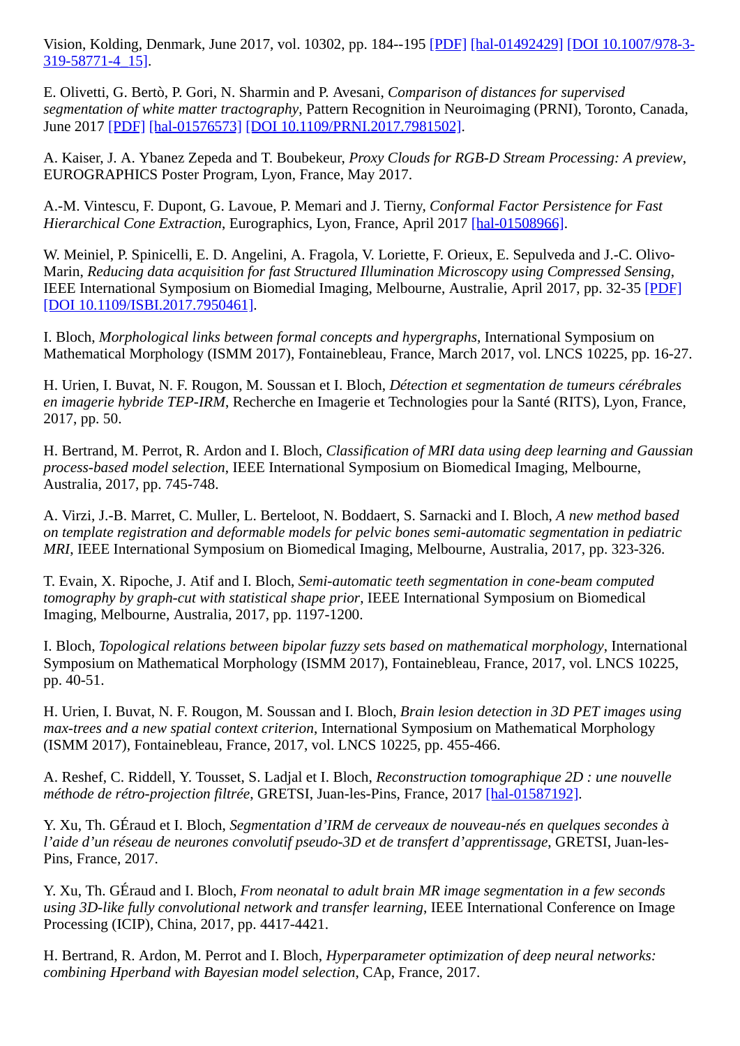Vision, Kolding, Denmark, June 2017, vol. 10302, pp. 184--195 [PDF] [hal-01492429] [DOI 10.1007/978-3-319-58771-4_15].

E. Olivetti, G. Bertò, P. Gori, N. Sharmin and P. Avesani, *Comparison of distances for supervised segmentation of white matter tractography*, Pattern Recognition in Neuroimaging (PRNI), Toronto, Canada, June 2017 [PDF] [hal-01576573] [DOI 10.1109/PRNI.2017.7981502].

A. Kaiser, J. A. Ybanez Zepeda and T. Boubekeur, *Proxy Clouds for RGB-D Stream Processing: A preview*, EUROGRAPHICS Poster Program, Lyon, France, May 2017.

A.-M. Vintescu, F. Dupont, G. Lavoue, P. Memari and J. Tierny, *Conformal Factor Persistence for Fast Hierarchical Cone Extraction*, Eurographics, Lyon, France, April 2017 [hal-01508966].

W. Meiniel, P. Spinicelli, E. D. Angelini, A. Fragola, V. Loriette, F. Orieux, E. Sepulveda and J.-C. Olivo-Marin, *Reducing data acquisition for fast Structured Illumination Microscopy using Compressed Sensing*, IEEE International Symposium on Biomedial Imaging, Melbourne, Australie, April 2017, pp. 32-35 [PDF] [DOI 10.1109/ISBI.2017.7950461].

I. Bloch, *Morphological links between formal concepts and hypergraphs*, International Symposium on Mathematical Morphology (ISMM 2017), Fontainebleau, France, March 2017, vol. LNCS 10225, pp. 16-27.

H. Urien, I. Buvat, N. F. Rougon, M. Soussan et I. Bloch, *Détection et segmentation de tumeurs cérébrales en imagerie hybride TEP-IRM*, Recherche en Imagerie et Technologies pour la Santé (RITS), Lyon, France, 2017, pp. 50.

H. Bertrand, M. Perrot, R. Ardon and I. Bloch, *Classification of MRI data using deep learning and Gaussian process-based model selection*, IEEE International Symposium on Biomedical Imaging, Melbourne, Australia, 2017, pp. 745-748.

A. Virzi, J.-B. Marret, C. Muller, L. Berteloot, N. Boddaert, S. Sarnacki and I. Bloch, *A new method based on template registration and deformable models for pelvic bones semi-automatic segmentation in pediatric MRI*, IEEE International Symposium on Biomedical Imaging, Melbourne, Australia, 2017, pp. 323-326.

T. Evain, X. Ripoche, J. Atif and I. Bloch, *Semi-automatic teeth segmentation in cone-beam computed tomography by graph-cut with statistical shape prior*, IEEE International Symposium on Biomedical Imaging, Melbourne, Australia, 2017, pp. 1197-1200.

I. Bloch, *Topological relations between bipolar fuzzy sets based on mathematical morphology*, International Symposium on Mathematical Morphology (ISMM 2017), Fontainebleau, France, 2017, vol. LNCS 10225, pp. 40-51.

H. Urien, I. Buvat, N. F. Rougon, M. Soussan and I. Bloch, *Brain lesion detection in 3D PET images using max-trees and a new spatial context criterion*, International Symposium on Mathematical Morphology (ISMM 2017), Fontainebleau, France, 2017, vol. LNCS 10225, pp. 455-466.

A. Reshef, C. Riddell, Y. Tousset, S. Ladjal et I. Bloch, *Reconstruction tomographique 2D : une nouvelle méthode de rétro-projection filtrée*, GRETSI, Juan-les-Pins, France, 2017 [hal-01587192].

Y. Xu, Th. GÉraud et I. Bloch, *Segmentation d'IRM de cerveaux de nouveau-nés en quelques secondes à l'aide d'un réseau de neurones convolutif pseudo-3D et de transfert d'apprentissage*, GRETSI, Juan-les-Pins, France, 2017.

Y. Xu, Th. GÉraud and I. Bloch, *From neonatal to adult brain MR image segmentation in a few seconds using 3D-like fully convolutional network and transfer learning*, IEEE International Conference on Image Processing (ICIP), China, 2017, pp. 4417-4421.

H. Bertrand, R. Ardon, M. Perrot and I. Bloch, *Hyperparameter optimization of deep neural networks: combining Hperband with Bayesian model selection*, CAp, France, 2017.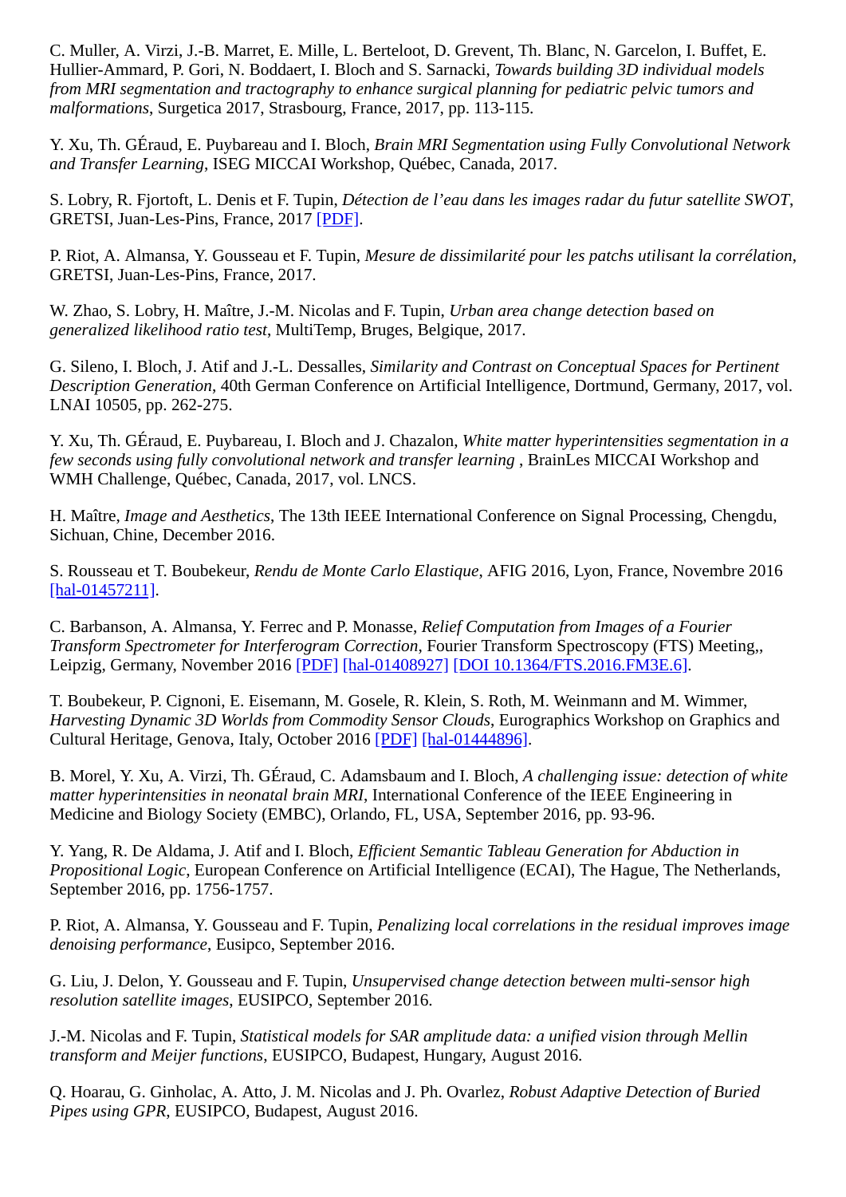C. Muller, A. Virzi, J.-B. Marret, E. Mille, L. Berteloot, D. Grevent, Th. Blanc, N. Garcelon, I. Buffet, E. Hullier-Ammard, P. Gori, N. Boddaert, I. Bloch and S. Sarnacki, *Towards building 3D individual models from MRI segmentation and tractography to enhance surgical planning for pediatric pelvic tumors and malformations*, Surgetica 2017, Strasbourg, France, 2017, pp. 113-115.

Y. Xu, Th. GÉraud, E. Puybareau and I. Bloch, *Brain MRI Segmentation using Fully Convolutional Network and Transfer Learning*, ISEG MICCAI Workshop, Québec, Canada, 2017.

S. Lobry, R. Fjortoft, L. Denis et F. Tupin, *Détection de l'eau dans les images radar du futur satellite SWOT*, GRETSI, Juan-Les-Pins, France, 2017 [PDF].

P. Riot, A. Almansa, Y. Gousseau et F. Tupin, *Mesure de dissimilarité pour les patchs utilisant la corrélation*, GRETSI, Juan-Les-Pins, France, 2017.

W. Zhao, S. Lobry, H. Maître, J.-M. Nicolas and F. Tupin, *Urban area change detection based on generalized likelihood ratio test*, MultiTemp, Bruges, Belgique, 2017.

G. Sileno, I. Bloch, J. Atif and J.-L. Dessalles, *Similarity and Contrast on Conceptual Spaces for Pertinent Description Generation*, 40th German Conference on Artificial Intelligence, Dortmund, Germany, 2017, vol. LNAI 10505, pp. 262-275.

Y. Xu, Th. GÉraud, E. Puybareau, I. Bloch and J. Chazalon, *White matter hyperintensities segmentation in a few seconds using fully convolutional network and transfer learning* , BrainLes MICCAI Workshop and WMH Challenge, Québec, Canada, 2017, vol. LNCS.

H. Maître, *Image and Aesthetics*, The 13th IEEE International Conference on Signal Processing, Chengdu, Sichuan, Chine, December 2016.

S. Rousseau et T. Boubekeur, *Rendu de Monte Carlo Elastique*, AFIG 2016, Lyon, France, Novembre 2016 [hal-01457211].

C. Barbanson, A. Almansa, Y. Ferrec and P. Monasse, *Relief Computation from Images of a Fourier Transform Spectrometer for Interferogram Correction*, Fourier Transform Spectroscopy (FTS) Meeting,, Leipzig, Germany, November 2016 [PDF] [hal-01408927] [DOI 10.1364/FTS.2016.FM3E.6].

T. Boubekeur, P. Cignoni, E. Eisemann, M. Gosele, R. Klein, S. Roth, M. Weinmann and M. Wimmer, *Harvesting Dynamic 3D Worlds from Commodity Sensor Clouds*, Eurographics Workshop on Graphics and Cultural Heritage, Genova, Italy, October 2016 [PDF] [hal-01444896].

B. Morel, Y. Xu, A. Virzi, Th. GÉraud, C. Adamsbaum and I. Bloch, *A challenging issue: detection of white matter hyperintensities in neonatal brain MRI*, International Conference of the IEEE Engineering in Medicine and Biology Society (EMBC), Orlando, FL, USA, September 2016, pp. 93-96.

Y. Yang, R. De Aldama, J. Atif and I. Bloch, *Efficient Semantic Tableau Generation for Abduction in Propositional Logic*, European Conference on Artificial Intelligence (ECAI), The Hague, The Netherlands, September 2016, pp. 1756-1757.

P. Riot, A. Almansa, Y. Gousseau and F. Tupin, *Penalizing local correlations in the residual improves image denoising performance*, Eusipco, September 2016.

G. Liu, J. Delon, Y. Gousseau and F. Tupin, *Unsupervised change detection between multi-sensor high resolution satellite images*, EUSIPCO, September 2016.

J.-M. Nicolas and F. Tupin, *Statistical models for SAR amplitude data: a unified vision through Mellin transform and Meijer functions*, EUSIPCO, Budapest, Hungary, August 2016.

Q. Hoarau, G. Ginholac, A. Atto, J. M. Nicolas and J. Ph. Ovarlez, *Robust Adaptive Detection of Buried Pipes using GPR*, EUSIPCO, Budapest, August 2016.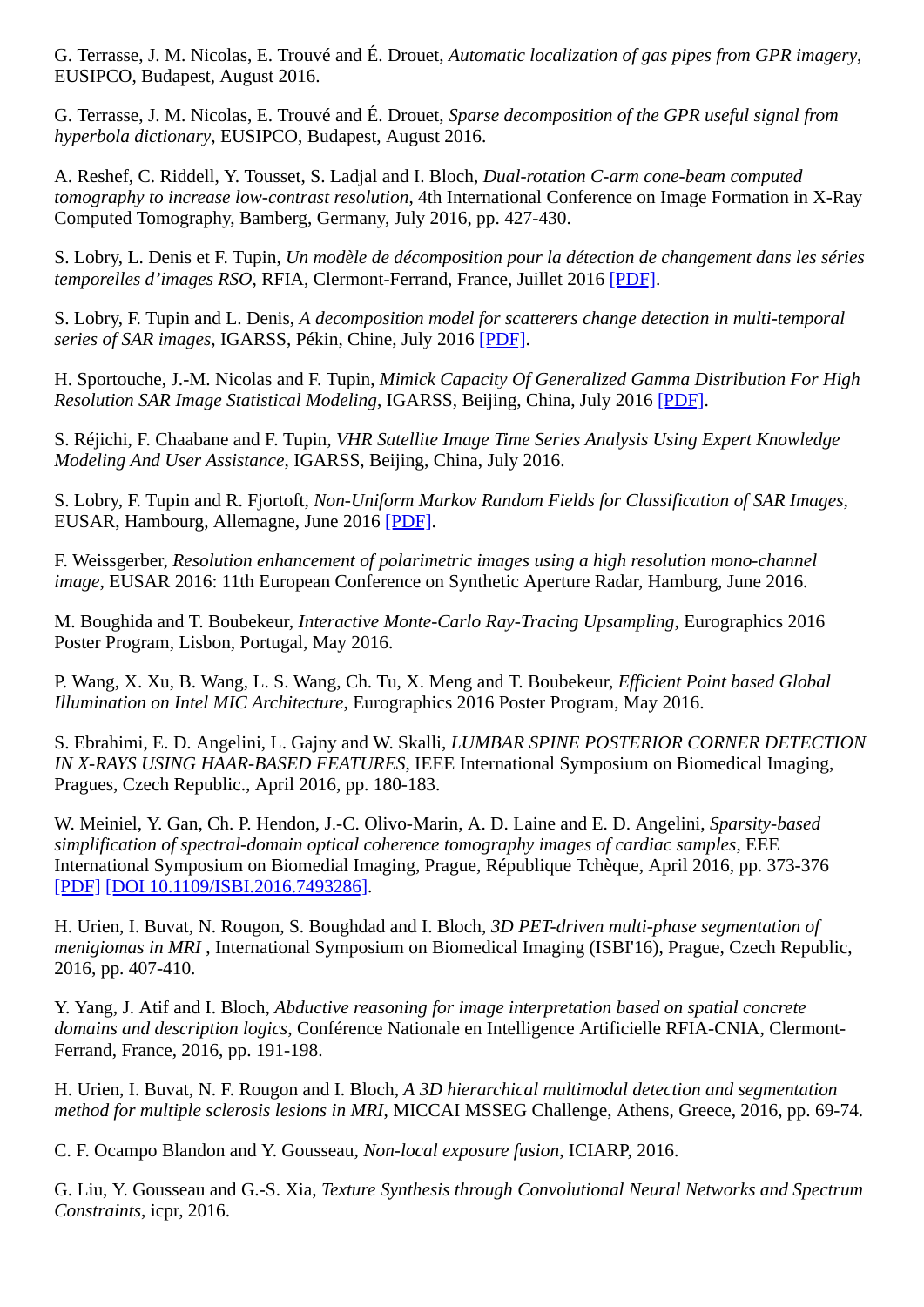G. Terrasse, J. M. Nicolas, E. Trouvé and É. Drouet, *Automatic localization of gas pipes from GPR imagery*, EUSIPCO, Budapest, August 2016.

G. Terrasse, J. M. Nicolas, E. Trouvé and É. Drouet, *Sparse decomposition of the GPR useful signal from hyperbola dictionary*, EUSIPCO, Budapest, August 2016.

A. Reshef, C. Riddell, Y. Tousset, S. Ladjal and I. Bloch, *Dual-rotation C-arm cone-beam computed tomography to increase low-contrast resolution*, 4th International Conference on Image Formation in X-Ray Computed Tomography, Bamberg, Germany, July 2016, pp. 427-430.

S. Lobry, L. Denis et F. Tupin, *Un modèle de décomposition pour la détection de changement dans les séries temporelles d'images RSO*, RFIA, Clermont-Ferrand, France, Juillet 2016 [PDF].

S. Lobry, F. Tupin and L. Denis, *A decomposition model for scatterers change detection in multi-temporal series of SAR images*, IGARSS, Pékin, Chine, July 2016 [PDF].

H. Sportouche, J.-M. Nicolas and F. Tupin, *Mimick Capacity Of Generalized Gamma Distribution For High Resolution SAR Image Statistical Modeling*, IGARSS, Beijing, China, July 2016 [PDF].

S. Réjichi, F. Chaabane and F. Tupin, *VHR Satellite Image Time Series Analysis Using Expert Knowledge Modeling And User Assistance*, IGARSS, Beijing, China, July 2016.

S. Lobry, F. Tupin and R. Fjortoft, *Non-Uniform Markov Random Fields for Classification of SAR Images*, EUSAR, Hambourg, Allemagne, June 2016 [PDF].

F. Weissgerber, *Resolution enhancement of polarimetric images using a high resolution mono-channel image*, EUSAR 2016: 11th European Conference on Synthetic Aperture Radar, Hamburg, June 2016.

M. Boughida and T. Boubekeur, *Interactive Monte-Carlo Ray-Tracing Upsampling*, Eurographics 2016 Poster Program, Lisbon, Portugal, May 2016.

P. Wang, X. Xu, B. Wang, L. S. Wang, Ch. Tu, X. Meng and T. Boubekeur, *Efficient Point based Global Illumination on Intel MIC Architecture*, Eurographics 2016 Poster Program, May 2016.

S. Ebrahimi, E. D. Angelini, L. Gajny and W. Skalli, *LUMBAR SPINE POSTERIOR CORNER DETECTION IN X-RAYS USING HAAR-BASED FEATURES*, IEEE International Symposium on Biomedical Imaging, Pragues, Czech Republic., April 2016, pp. 180-183.

W. Meiniel, Y. Gan, Ch. P. Hendon, J.-C. Olivo-Marin, A. D. Laine and E. D. Angelini, *Sparsity-based simplification of spectral-domain optical coherence tomography images of cardiac samples*, EEE International Symposium on Biomedial Imaging, Prague, République Tchèque, April 2016, pp. 373-376 [PDF] [DOI 10.1109/ISBI.2016.7493286].

H. Urien, I. Buvat, N. Rougon, S. Boughdad and I. Bloch, *3D PET-driven multi-phase segmentation of menigiomas in MRI* , International Symposium on Biomedical Imaging (ISBI'16), Prague, Czech Republic, 2016, pp. 407-410.

Y. Yang, J. Atif and I. Bloch, *Abductive reasoning for image interpretation based on spatial concrete domains and description logics*, Conférence Nationale en Intelligence Artificielle RFIA-CNIA, Clermont-Ferrand, France, 2016, pp. 191-198.

H. Urien, I. Buvat, N. F. Rougon and I. Bloch, *A 3D hierarchical multimodal detection and segmentation method for multiple sclerosis lesions in MRI*, MICCAI MSSEG Challenge, Athens, Greece, 2016, pp. 69-74.

C. F. Ocampo Blandon and Y. Gousseau, *Non-local exposure fusion*, ICIARP, 2016.

G. Liu, Y. Gousseau and G.-S. Xia, *Texture Synthesis through Convolutional Neural Networks and Spectrum Constraints*, icpr, 2016.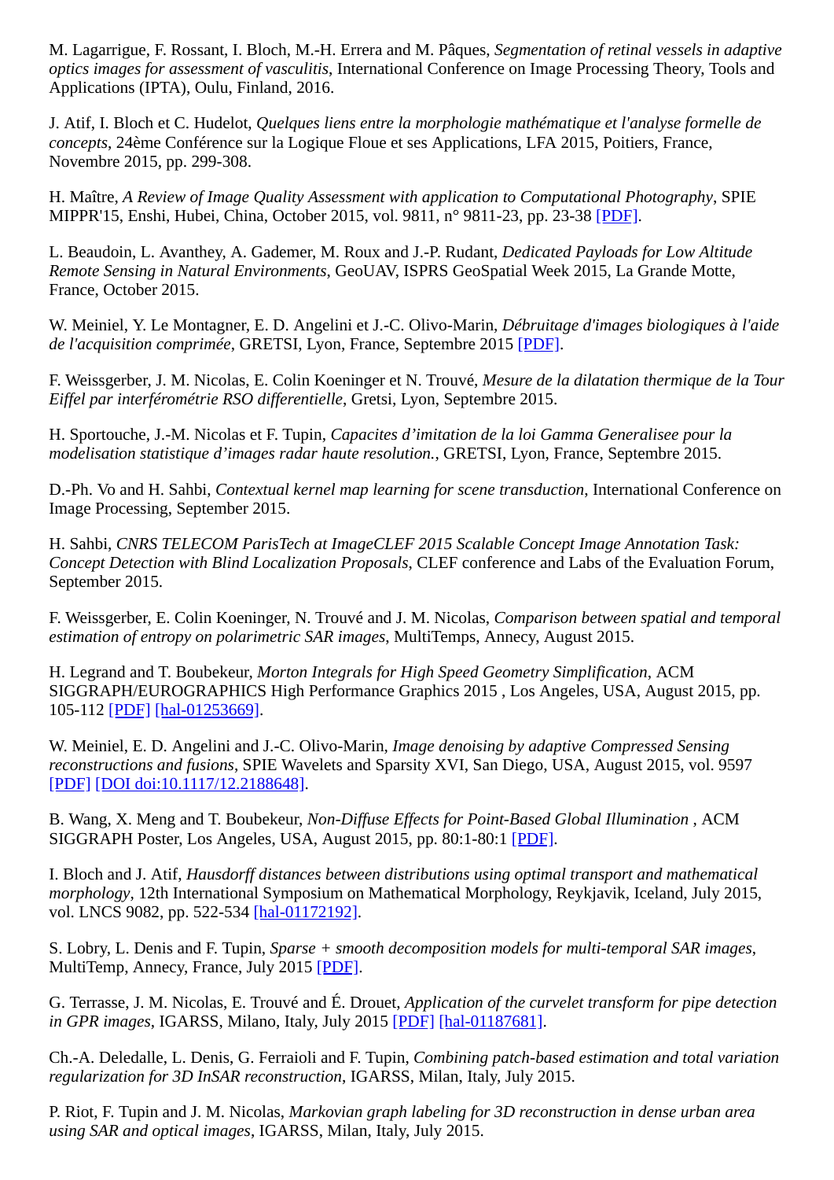M. Lagarrigue, F. Rossant, I. Bloch, M.-H. Errera and M. Pâques, *Segmentation of retinal vessels in adaptive optics images for assessment of vasculitis*, International Conference on Image Processing Theory, Tools and Applications (IPTA), Oulu, Finland, 2016.

J. Atif, I. Bloch et C. Hudelot, *Quelques liens entre la morphologie mathématique et l'analyse formelle de concepts*, 24ème Conférence sur la Logique Floue et ses Applications, LFA 2015, Poitiers, France, Novembre 2015, pp. 299-308.

H. Maître, *A Review of Image Quality Assessment with application to Computational Photography*, SPIE MIPPR'15, Enshi, Hubei, China, October 2015, vol. 9811, n° 9811-23, pp. 23-38 [PDF].

L. Beaudoin, L. Avanthey, A. Gademer, M. Roux and J.-P. Rudant, *Dedicated Payloads for Low Altitude Remote Sensing in Natural Environments*, GeoUAV, ISPRS GeoSpatial Week 2015, La Grande Motte, France, October 2015.

W. Meiniel, Y. Le Montagner, E. D. Angelini et J.-C. Olivo-Marin, *Débruitage d'images biologiques à l'aide de l'acquisition comprimée*, GRETSI, Lyon, France, Septembre 2015 [PDF].

F. Weissgerber, J. M. Nicolas, E. Colin Koeninger et N. Trouvé, *Mesure de la dilatation thermique de la Tour Eiffel par interférométrie RSO differentielle*, Gretsi, Lyon, Septembre 2015.

H. Sportouche, J.-M. Nicolas et F. Tupin, *Capacites d'imitation de la loi Gamma Generalisee pour la modelisation statistique d'images radar haute resolution.*, GRETSI, Lyon, France, Septembre 2015.

D.-Ph. Vo and H. Sahbi, *Contextual kernel map learning for scene transduction*, International Conference on Image Processing, September 2015.

H. Sahbi, *CNRS TELECOM ParisTech at ImageCLEF 2015 Scalable Concept Image Annotation Task: Concept Detection with Blind Localization Proposals*, CLEF conference and Labs of the Evaluation Forum, September 2015.

F. Weissgerber, E. Colin Koeninger, N. Trouvé and J. M. Nicolas, *Comparison between spatial and temporal estimation of entropy on polarimetric SAR images*, MultiTemps, Annecy, August 2015.

H. Legrand and T. Boubekeur, *Morton Integrals for High Speed Geometry Simplification*, ACM SIGGRAPH/EUROGRAPHICS High Performance Graphics 2015 , Los Angeles, USA, August 2015, pp. 105-112 [PDF] [hal-01253669].

W. Meiniel, E. D. Angelini and J.-C. Olivo-Marin, *Image denoising by adaptive Compressed Sensing reconstructions and fusions*, SPIE Wavelets and Sparsity XVI, San Diego, USA, August 2015, vol. 9597 [PDF] [DOI doi:10.1117/12.2188648].

B. Wang, X. Meng and T. Boubekeur, *Non-Diffuse Effects for Point-Based Global Illumination* , ACM SIGGRAPH Poster, Los Angeles, USA, August 2015, pp. 80:1-80:1 [PDF].

I. Bloch and J. Atif, *Hausdorff distances between distributions using optimal transport and mathematical morphology*, 12th International Symposium on Mathematical Morphology, Reykjavik, Iceland, July 2015, vol. LNCS 9082, pp. 522-534 [hal-01172192].

S. Lobry, L. Denis and F. Tupin, *Sparse + smooth decomposition models for multi-temporal SAR images*, MultiTemp, Annecy, France, July 2015 [PDF].

G. Terrasse, J. M. Nicolas, E. Trouvé and É. Drouet, *Application of the curvelet transform for pipe detection in GPR images*, IGARSS, Milano, Italy, July 2015 [PDF] [hal-01187681].

Ch.-A. Deledalle, L. Denis, G. Ferraioli and F. Tupin, *Combining patch-based estimation and total variation regularization for 3D InSAR reconstruction*, IGARSS, Milan, Italy, July 2015.

P. Riot, F. Tupin and J. M. Nicolas, *Markovian graph labeling for 3D reconstruction in dense urban area using SAR and optical images*, IGARSS, Milan, Italy, July 2015.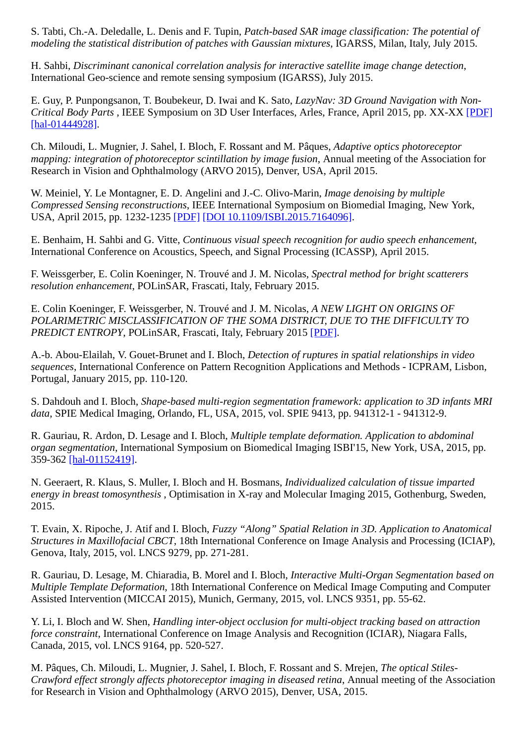S. Tabti, Ch.-A. Deledalle, L. Denis and F. Tupin, *Patch-based SAR image classification: The potential of modeling the statistical distribution of patches with Gaussian mixtures*, IGARSS, Milan, Italy, July 2015.

H. Sahbi, *Discriminant canonical correlation analysis for interactive satellite image change detection*, International Geo-science and remote sensing symposium (IGARSS), July 2015.

E. Guy, P. Punpongsanon, T. Boubekeur, D. Iwai and K. Sato, *LazyNav: 3D Ground Navigation with Non-Critical Body Parts* , IEEE Symposium on 3D User Interfaces, Arles, France, April 2015, pp. XX-XX [PDF] [hal-01444928].

Ch. Miloudi, L. Mugnier, J. Sahel, I. Bloch, F. Rossant and M. Pâques, *Adaptive optics photoreceptor mapping: integration of photoreceptor scintillation by image fusion*, Annual meeting of the Association for Research in Vision and Ophthalmology (ARVO 2015), Denver, USA, April 2015.

W. Meiniel, Y. Le Montagner, E. D. Angelini and J.-C. Olivo-Marin, *Image denoising by multiple Compressed Sensing reconstructions*, IEEE International Symposium on Biomedical Imaging, New York, USA, April 2015, pp. 1232-1235 [PDF] [DOI 10.1109/ISBI.2015.7164096].

E. Benhaim, H. Sahbi and G. Vitte, *Continuous visual speech recognition for audio speech enhancement*, International Conference on Acoustics, Speech, and Signal Processing (ICASSP), April 2015.

F. Weissgerber, E. Colin Koeninger, N. Trouvé and J. M. Nicolas, *Spectral method for bright scatterers resolution enhancement*, POLinSAR, Frascati, Italy, February 2015.

E. Colin Koeninger, F. Weissgerber, N. Trouvé and J. M. Nicolas, *A NEW LIGHT ON ORIGINS OF POLARIMETRIC MISCLASSIFICATION OF THE SOMA DISTRICT, DUE TO THE DIFFICULTY TO PREDICT ENTROPY*, POLinSAR, Frascati, Italy, February 2015 [PDF].

A.-b. Abou-Elailah, V. Gouet-Brunet and I. Bloch, *Detection of ruptures in spatial relationships in video sequences*, International Conference on Pattern Recognition Applications and Methods - ICPRAM, Lisbon, Portugal, January 2015, pp. 110-120.

S. Dahdouh and I. Bloch, *Shape-based multi-region segmentation framework: application to 3D infants MRI data*, SPIE Medical Imaging, Orlando, FL, USA, 2015, vol. SPIE 9413, pp. 941312-1 - 941312-9.

R. Gauriau, R. Ardon, D. Lesage and I. Bloch, *Multiple template deformation. Application to abdominal organ segmentation*, International Symposium on Biomedical Imaging ISBI'15, New York, USA, 2015, pp. 359-362 [hal-01152419].

N. Geeraert, R. Klaus, S. Muller, I. Bloch and H. Bosmans, *Individualized calculation of tissue imparted energy in breast tomosynthesis* , Optimisation in X-ray and Molecular Imaging 2015, Gothenburg, Sweden, 2015.

T. Evain, X. Ripoche, J. Atif and I. Bloch, *Fuzzy "Along" Spatial Relation in 3D. Application to Anatomical Structures in Maxillofacial CBCT*, 18th International Conference on Image Analysis and Processing (ICIAP), Genova, Italy, 2015, vol. LNCS 9279, pp. 271-281.

R. Gauriau, D. Lesage, M. Chiaradia, B. Morel and I. Bloch, *Interactive Multi-Organ Segmentation based on Multiple Template Deformation*, 18th International Conference on Medical Image Computing and Computer Assisted Intervention (MICCAI 2015), Munich, Germany, 2015, vol. LNCS 9351, pp. 55-62.

Y. Li, I. Bloch and W. Shen, *Handling inter-object occlusion for multi-object tracking based on attraction force constraint*, International Conference on Image Analysis and Recognition (ICIAR), Niagara Falls, Canada, 2015, vol. LNCS 9164, pp. 520-527.

M. Pâques, Ch. Miloudi, L. Mugnier, J. Sahel, I. Bloch, F. Rossant and S. Mrejen, *The optical Stiles-Crawford effect strongly affects photoreceptor imaging in diseased retina*, Annual meeting of the Association for Research in Vision and Ophthalmology (ARVO 2015), Denver, USA, 2015.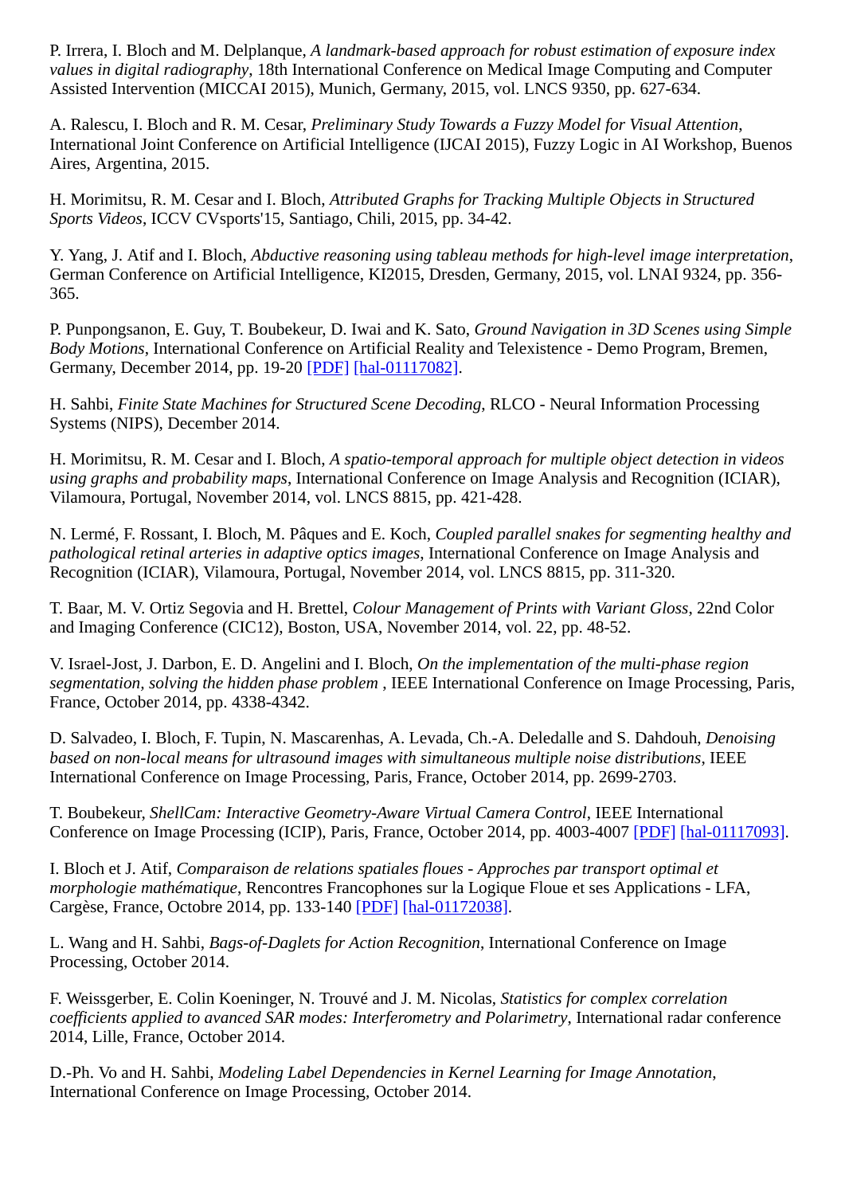P. Irrera, I. Bloch and M. Delplanque, *A landmark-based approach for robust estimation of exposure index values in digital radiography*, 18th International Conference on Medical Image Computing and Computer Assisted Intervention (MICCAI 2015), Munich, Germany, 2015, vol. LNCS 9350, pp. 627-634.

A. Ralescu, I. Bloch and R. M. Cesar, *Preliminary Study Towards a Fuzzy Model for Visual Attention*, International Joint Conference on Artificial Intelligence (IJCAI 2015), Fuzzy Logic in AI Workshop, Buenos Aires, Argentina, 2015.

H. Morimitsu, R. M. Cesar and I. Bloch, *Attributed Graphs for Tracking Multiple Objects in Structured Sports Videos*, ICCV CVsports'15, Santiago, Chili, 2015, pp. 34-42.

Y. Yang, J. Atif and I. Bloch, *Abductive reasoning using tableau methods for high-level image interpretation*, German Conference on Artificial Intelligence, KI2015, Dresden, Germany, 2015, vol. LNAI 9324, pp. 356-365.

P. Punpongsanon, E. Guy, T. Boubekeur, D. Iwai and K. Sato, *Ground Navigation in 3D Scenes using Simple Body Motions*, International Conference on Artificial Reality and Telexistence - Demo Program, Bremen, Germany, December 2014, pp. 19-20 [PDF] [hal-01117082].

H. Sahbi, *Finite State Machines for Structured Scene Decoding*, RLCO - Neural Information Processing Systems (NIPS), December 2014.

H. Morimitsu, R. M. Cesar and I. Bloch, *A spatio-temporal approach for multiple object detection in videos using graphs and probability maps*, International Conference on Image Analysis and Recognition (ICIAR), Vilamoura, Portugal, November 2014, vol. LNCS 8815, pp. 421-428.

N. Lermé, F. Rossant, I. Bloch, M. Pâques and E. Koch, *Coupled parallel snakes for segmenting healthy and pathological retinal arteries in adaptive optics images*, International Conference on Image Analysis and Recognition (ICIAR), Vilamoura, Portugal, November 2014, vol. LNCS 8815, pp. 311-320.

T. Baar, M. V. Ortiz Segovia and H. Brettel, *Colour Management of Prints with Variant Gloss*, 22nd Color and Imaging Conference (CIC12), Boston, USA, November 2014, vol. 22, pp. 48-52.

V. Israel-Jost, J. Darbon, E. D. Angelini and I. Bloch, *On the implementation of the multi-phase region segmentation, solving the hidden phase problem* , IEEE International Conference on Image Processing, Paris, France, October 2014, pp. 4338-4342.

D. Salvadeo, I. Bloch, F. Tupin, N. Mascarenhas, A. Levada, Ch.-A. Deledalle and S. Dahdouh, *Denoising based on non-local means for ultrasound images with simultaneous multiple noise distributions*, IEEE International Conference on Image Processing, Paris, France, October 2014, pp. 2699-2703.

T. Boubekeur, *ShellCam: Interactive Geometry-Aware Virtual Camera Control*, IEEE International Conference on Image Processing (ICIP), Paris, France, October 2014, pp. 4003-4007 [PDF] [hal-01117093].

I. Bloch et J. Atif, *Comparaison de relations spatiales floues - Approches par transport optimal et morphologie mathématique*, Rencontres Francophones sur la Logique Floue et ses Applications - LFA, Cargèse, France, Octobre 2014, pp. 133-140 [PDF] [hal-01172038].

L. Wang and H. Sahbi, *Bags-of-Daglets for Action Recognition*, International Conference on Image Processing, October 2014.

F. Weissgerber, E. Colin Koeninger, N. Trouvé and J. M. Nicolas, *Statistics for complex correlation coefficients applied to avanced SAR modes: Interferometry and Polarimetry*, International radar conference 2014, Lille, France, October 2014.

D.-Ph. Vo and H. Sahbi, *Modeling Label Dependencies in Kernel Learning for Image Annotation*, International Conference on Image Processing, October 2014.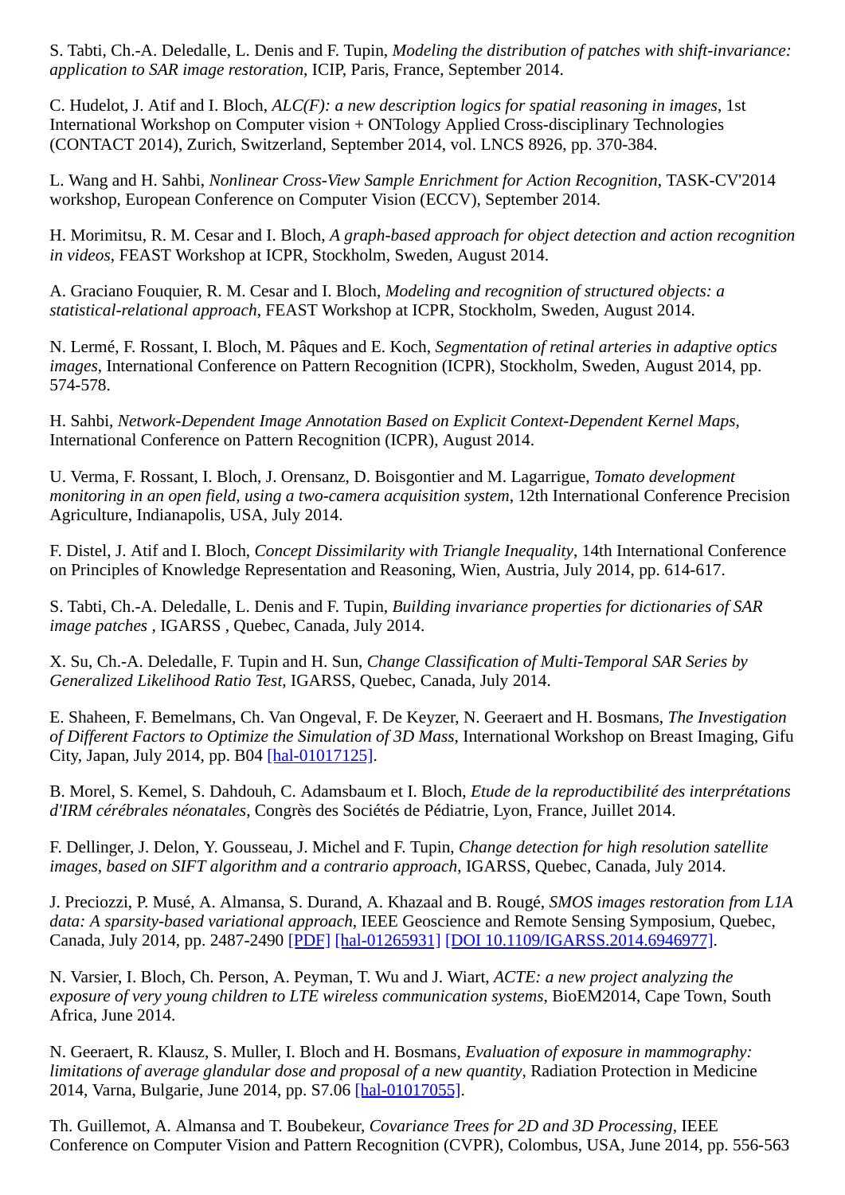S. Tabti, Ch.-A. Deledalle, L. Denis and F. Tupin, *Modeling the distribution of patches with shift-invariance: application to SAR image restoration*, ICIP, Paris, France, September 2014.

C. Hudelot, J. Atif and I. Bloch, *ALC(F): a new description logics for spatial reasoning in images*, 1st International Workshop on Computer vision + ONTology Applied Cross-disciplinary Technologies (CONTACT 2014), Zurich, Switzerland, September 2014, vol. LNCS 8926, pp. 370-384.

L. Wang and H. Sahbi, *Nonlinear Cross-View Sample Enrichment for Action Recognition*, TASK-CV'2014 workshop, European Conference on Computer Vision (ECCV), September 2014.

H. Morimitsu, R. M. Cesar and I. Bloch, *A graph-based approach for object detection and action recognition in videos*, FEAST Workshop at ICPR, Stockholm, Sweden, August 2014.

A. Graciano Fouquier, R. M. Cesar and I. Bloch, *Modeling and recognition of structured objects: a statistical-relational approach*, FEAST Workshop at ICPR, Stockholm, Sweden, August 2014.

N. Lermé, F. Rossant, I. Bloch, M. Pâques and E. Koch, *Segmentation of retinal arteries in adaptive optics images*, International Conference on Pattern Recognition (ICPR), Stockholm, Sweden, August 2014, pp. 574-578.

H. Sahbi, *Network-Dependent Image Annotation Based on Explicit Context-Dependent Kernel Maps*, International Conference on Pattern Recognition (ICPR), August 2014.

U. Verma, F. Rossant, I. Bloch, J. Orensanz, D. Boisgontier and M. Lagarrigue, *Tomato development monitoring in an open field, using a two-camera acquisition system*, 12th International Conference Precision Agriculture, Indianapolis, USA, July 2014.

F. Distel, J. Atif and I. Bloch, *Concept Dissimilarity with Triangle Inequality*, 14th International Conference on Principles of Knowledge Representation and Reasoning, Wien, Austria, July 2014, pp. 614-617.

S. Tabti, Ch.-A. Deledalle, L. Denis and F. Tupin, *Building invariance properties for dictionaries of SAR image patches* , IGARSS , Quebec, Canada, July 2014.

X. Su, Ch.-A. Deledalle, F. Tupin and H. Sun, *Change Classification of Multi-Temporal SAR Series by Generalized Likelihood Ratio Test*, IGARSS, Quebec, Canada, July 2014.

E. Shaheen, F. Bemelmans, Ch. Van Ongeval, F. De Keyzer, N. Geeraert and H. Bosmans, *The Investigation of Different Factors to Optimize the Simulation of 3D Mass*, International Workshop on Breast Imaging, Gifu City, Japan, July 2014, pp. B04 [hal-01017125].

B. Morel, S. Kemel, S. Dahdouh, C. Adamsbaum et I. Bloch, *Etude de la reproductibilité des interprétations d'IRM cérébrales néonatales*, Congrès des Sociétés de Pédiatrie, Lyon, France, Juillet 2014.

F. Dellinger, J. Delon, Y. Gousseau, J. Michel and F. Tupin, *Change detection for high resolution satellite images, based on SIFT algorithm and a contrario approach*, IGARSS, Quebec, Canada, July 2014.

J. Preciozzi, P. Musé, A. Almansa, S. Durand, A. Khazaal and B. Rougé, *SMOS images restoration from L1A data: A sparsity-based variational approach*, IEEE Geoscience and Remote Sensing Symposium, Quebec, Canada, July 2014, pp. 2487-2490 [PDF] [hal-01265931] [DOI 10.1109/IGARSS.2014.6946977].

N. Varsier, I. Bloch, Ch. Person, A. Peyman, T. Wu and J. Wiart, *ACTE: a new project analyzing the exposure of very young children to LTE wireless communication systems*, BioEM2014, Cape Town, South Africa, June 2014.

N. Geeraert, R. Klausz, S. Muller, I. Bloch and H. Bosmans, *Evaluation of exposure in mammography: limitations of average glandular dose and proposal of a new quantity*, Radiation Protection in Medicine 2014, Varna, Bulgarie, June 2014, pp. S7.06 [hal-01017055].

Th. Guillemot, A. Almansa and T. Boubekeur, *Covariance Trees for 2D and 3D Processing*, IEEE Conference on Computer Vision and Pattern Recognition (CVPR), Colombus, USA, June 2014, pp. 556-563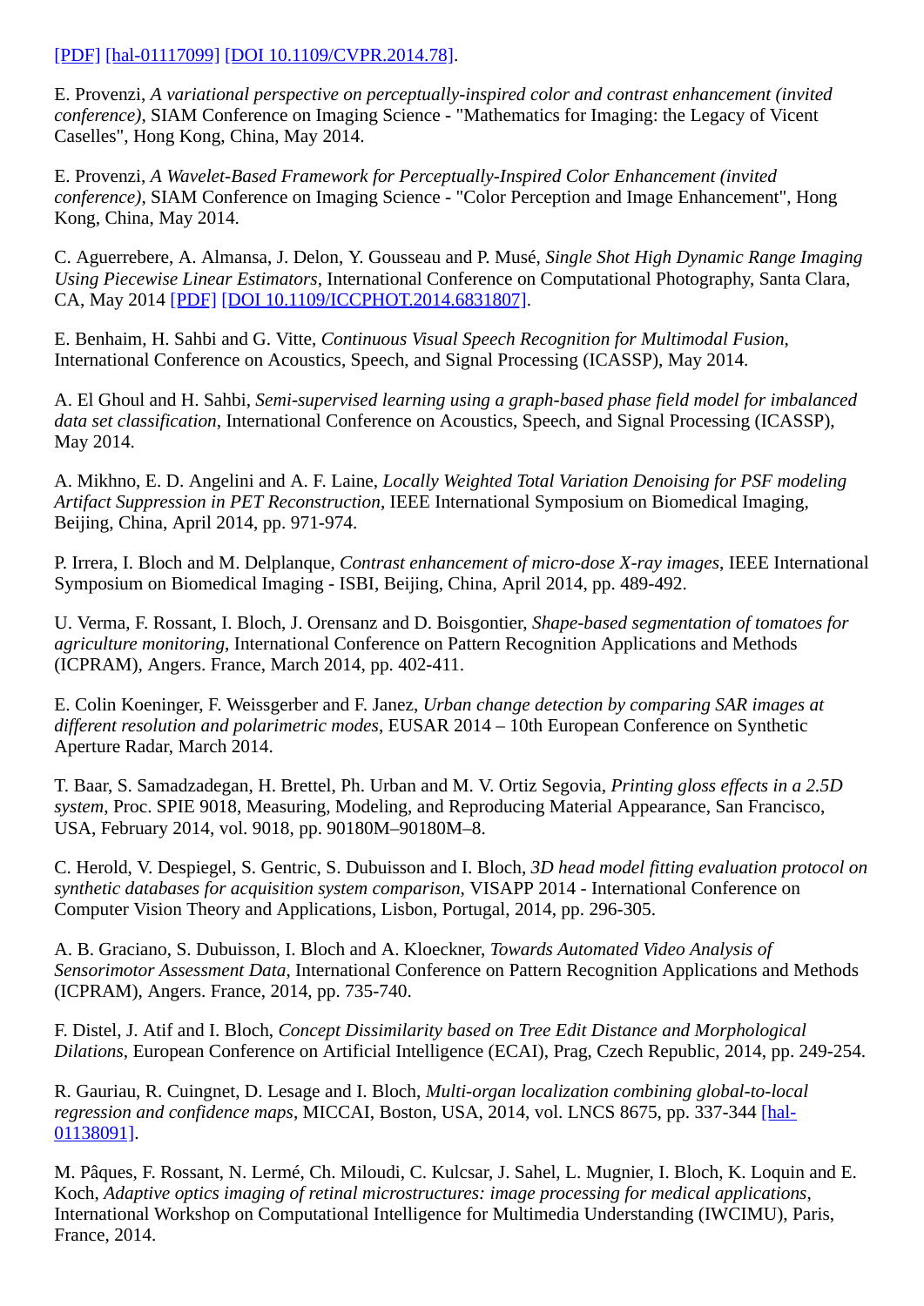[PDF] [hal-01117099] [DOI 10.1109/CVPR.2014.78].

E. Provenzi, *A variational perspective on perceptually-inspired color and contrast enhancement (invited conference)*, SIAM Conference on Imaging Science - "Mathematics for Imaging: the Legacy of Vicent Caselles", Hong Kong, China, May 2014.

E. Provenzi, *A Wavelet-Based Framework for Perceptually-Inspired Color Enhancement (invited conference)*, SIAM Conference on Imaging Science - "Color Perception and Image Enhancement", Hong Kong, China, May 2014.

C. Aguerrebere, A. Almansa, J. Delon, Y. Gousseau and P. Musé, *Single Shot High Dynamic Range Imaging Using Piecewise Linear Estimators*, International Conference on Computational Photography, Santa Clara, CA, May 2014 [PDF] [DOI 10.1109/ICCPHOT.2014.6831807].

E. Benhaim, H. Sahbi and G. Vitte, *Continuous Visual Speech Recognition for Multimodal Fusion*, International Conference on Acoustics, Speech, and Signal Processing (ICASSP), May 2014.

A. El Ghoul and H. Sahbi, *Semi-supervised learning using a graph-based phase field model for imbalanced data set classification*, International Conference on Acoustics, Speech, and Signal Processing (ICASSP), May 2014.

A. Mikhno, E. D. Angelini and A. F. Laine, *Locally Weighted Total Variation Denoising for PSF modeling Artifact Suppression in PET Reconstruction*, IEEE International Symposium on Biomedical Imaging, Beijing, China, April 2014, pp. 971-974.

P. Irrera, I. Bloch and M. Delplanque, *Contrast enhancement of micro-dose X-ray images*, IEEE International Symposium on Biomedical Imaging - ISBI, Beijing, China, April 2014, pp. 489-492.

U. Verma, F. Rossant, I. Bloch, J. Orensanz and D. Boisgontier, *Shape-based segmentation of tomatoes for agriculture monitoring*, International Conference on Pattern Recognition Applications and Methods (ICPRAM), Angers. France, March 2014, pp. 402-411.

E. Colin Koeninger, F. Weissgerber and F. Janez, *Urban change detection by comparing SAR images at different resolution and polarimetric modes*, EUSAR 2014 – 10th European Conference on Synthetic Aperture Radar, March 2014.

T. Baar, S. Samadzadegan, H. Brettel, Ph. Urban and M. V. Ortiz Segovia, *Printing gloss effects in a 2.5D system*, Proc. SPIE 9018, Measuring, Modeling, and Reproducing Material Appearance, San Francisco, USA, February 2014, vol. 9018, pp. 90180M–90180M–8.

C. Herold, V. Despiegel, S. Gentric, S. Dubuisson and I. Bloch, *3D head model fitting evaluation protocol on synthetic databases for acquisition system comparison*, VISAPP 2014 - International Conference on Computer Vision Theory and Applications, Lisbon, Portugal, 2014, pp. 296-305.

A. B. Graciano, S. Dubuisson, I. Bloch and A. Kloeckner, *Towards Automated Video Analysis of Sensorimotor Assessment Data*, International Conference on Pattern Recognition Applications and Methods (ICPRAM), Angers. France, 2014, pp. 735-740.

F. Distel, J. Atif and I. Bloch, *Concept Dissimilarity based on Tree Edit Distance and Morphological Dilations*, European Conference on Artificial Intelligence (ECAI), Prag, Czech Republic, 2014, pp. 249-254.

R. Gauriau, R. Cuingnet, D. Lesage and I. Bloch, *Multi-organ localization combining global-to-local regression and confidence maps*, MICCAI, Boston, USA, 2014, vol. LNCS 8675, pp. 337-344 [hal-01138091].

M. Pâques, F. Rossant, N. Lermé, Ch. Miloudi, C. Kulcsar, J. Sahel, L. Mugnier, I. Bloch, K. Loquin and E. Koch, *Adaptive optics imaging of retinal microstructures: image processing for medical applications*, International Workshop on Computational Intelligence for Multimedia Understanding (IWCIMU), Paris, France, 2014.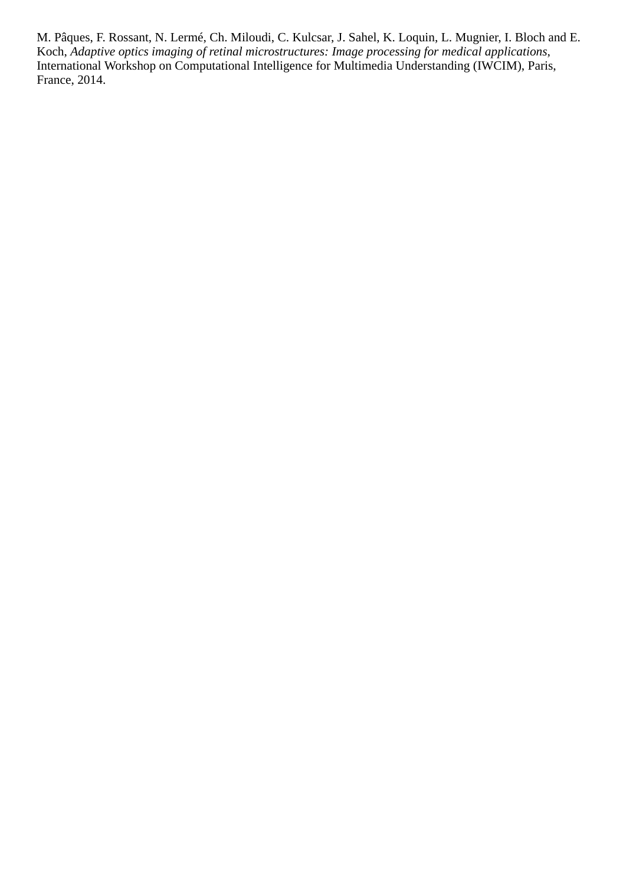M. Pâques, F. Rossant, N. Lermé, Ch. Miloudi, C. Kulcsar, J. Sahel, K. Loquin, L. Mugnier, I. Bloch and E. Koch, *Adaptive optics imaging of retinal microstructures: Image processing for medical applications*, International Workshop on Computational Intelligence for Multimedia Understanding (IWCIM), Paris, France, 2014.